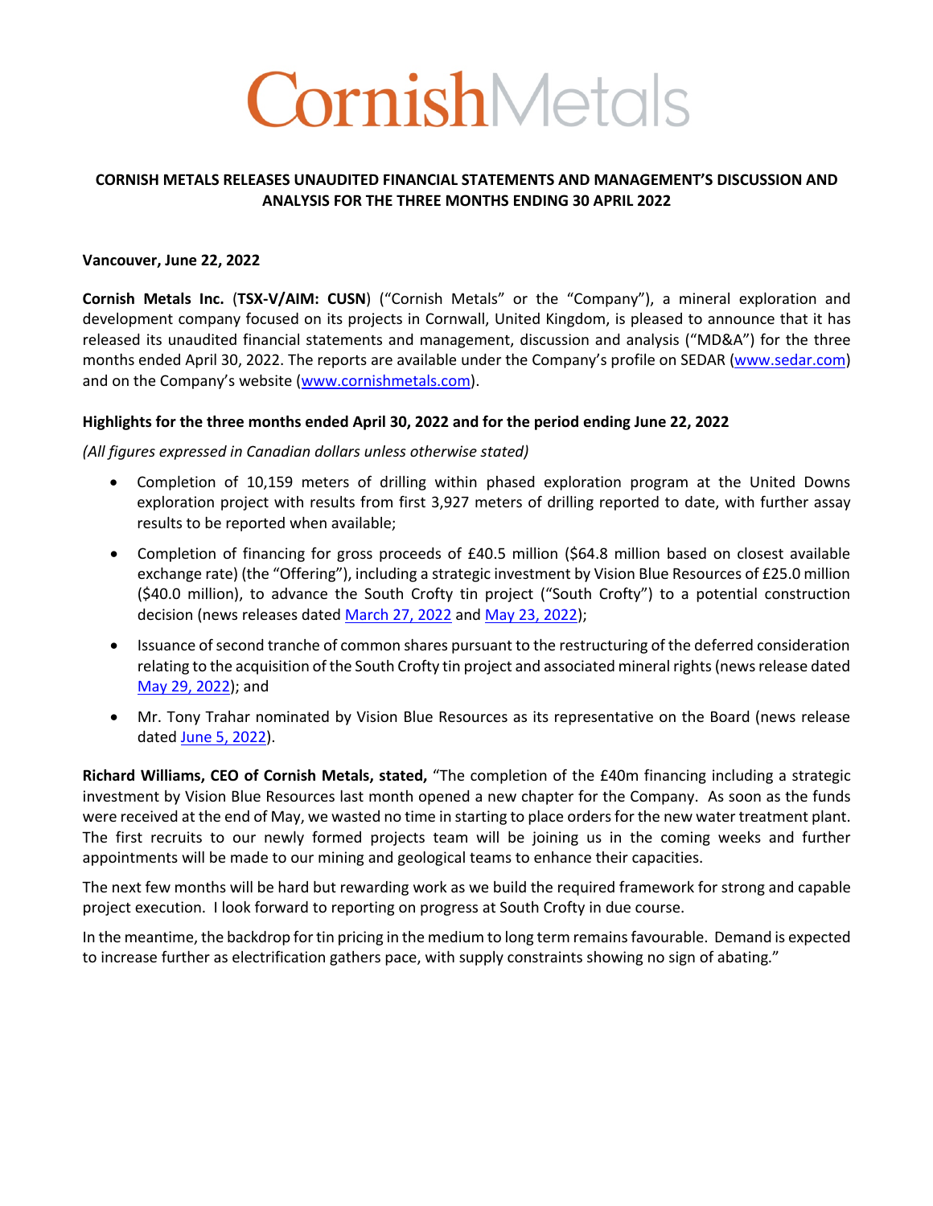# CornishMetals

## CORNISH METALS RELEASES UNAUDITED FINANCIAL STATEMENTS AND MANAGEMENT'S DISCUSSION AND ANALYSIS FOR THE THREE MONTHS ENDING 30 APRIL 2022

**Vancouver, June 22, 2022**

**Cornish Metals Inc.** (**TSX-V/AIM: CUSN**) ("Cornish Metals" or the "Company"), a mineral exploration and development company focused on its projects in Cornwall, United Kingdom, is pleased to announce that it has released its unaudited financial statements and management, discussion and analysis ("MD&A") for the three months ended April 30, 2022. The reports are available under the Company's profile on SEDAR (www.sedar.com) and on the Company's website (www.cornishmetals.com).

**Highlights for the three months ended April 30, 2022 and for the period ending June 22, 2022**

*(All figures expressed in Canadian dollars unless otherwise stated)*

- Completion of 10,159 meters of drilling within phased exploration program at the United Downs exploration project with results from first 3,927 meters of drilling reported to date, with further assay results to be reported when available;
- Completion of financing for gross proceeds of £40.5 million ($64.8 million based on closest available exchange rate) (the "Offering"), including a strategic investment by Vision Blue Resources of £25.0 million ($40.0 million), to advance the South Crofty tin project ("South Crofty") to a potential construction decision (news releases dated March 27, 2022 and May 23, 2022);
- Issuance of second tranche of common shares pursuant to the restructuring of the deferred consideration relating to the acquisition of the South Crofty tin project and associated mineral rights (news release dated May 29, 2022); and
- Mr. Tony Trahar nominated by Vision Blue Resources as its representative on the Board (news release dated June 5, 2022).

**Richard Williams, CEO of Cornish Metals, stated,** "The completion of the £40m financing including a strategic investment by Vision Blue Resources last month opened a new chapter for the Company. As soon as the funds were received at the end of May, we wasted no time in starting to place orders for the new water treatment plant. The first recruits to our newly formed projects team will be joining us in the coming weeks and further appointments will be made to our mining and geological teams to enhance their capacities.

The next few months will be hard but rewarding work as we build the required framework for strong and capable project execution. I look forward to reporting on progress at South Crofty in due course.

In the meantime, the backdrop for tin pricing in the medium to long term remains favourable. Demand is expected to increase further as electrification gathers pace, with supply constraints showing no sign of abating."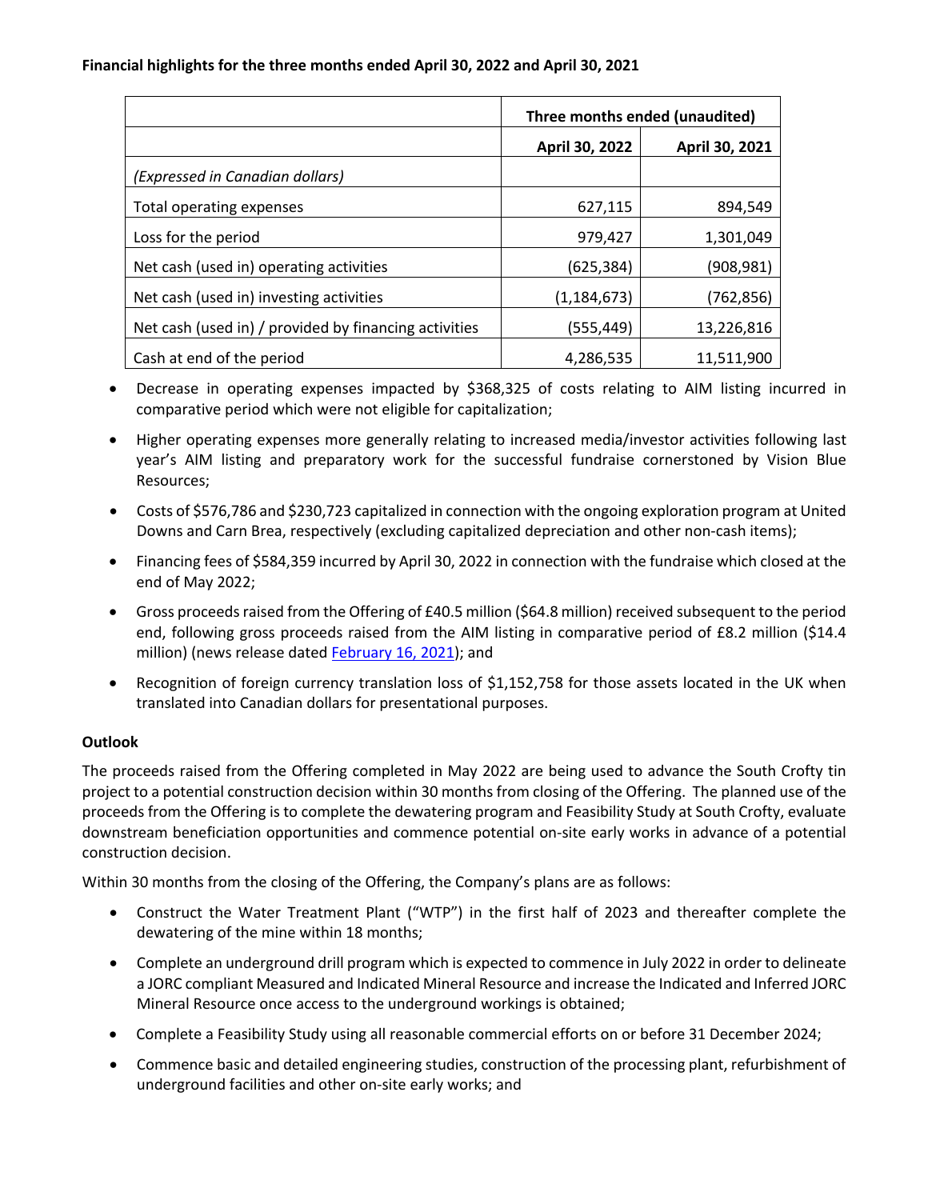**Financial highlights for the three months ended April 30, 2022 and April 30, 2021**

| | Three months ended (unaudited) | |
|---|---|---|
| | April 30, 2022 | April 30, 2021 |
| *(Expressed in Canadian dollars)* | | |
| Total operating expenses | 627,115 | 894,549 |
| Loss for the period | 979,427 | 1,301,049 |
| Net cash (used in) operating activities | (625,384) | (908,981) |
| Net cash (used in) investing activities | (1,184,673) | (762,856) |
| Net cash (used in) / provided by financing activities | (555,449) | 13,226,816 |
| Cash at end of the period | 4,286,535 | 11,511,900 |

- Decrease in operating expenses impacted by $368,325 of costs relating to AIM listing incurred in comparative period which were not eligible for capitalization;
- Higher operating expenses more generally relating to increased media/investor activities following last year's AIM listing and preparatory work for the successful fundraise cornerstoned by Vision Blue Resources;
- Costs of $576,786 and $230,723 capitalized in connection with the ongoing exploration program at United Downs and Carn Brea, respectively (excluding capitalized depreciation and other non-cash items);
- Financing fees of $584,359 incurred by April 30, 2022 in connection with the fundraise which closed at the end of May 2022;
- Gross proceeds raised from the Offering of £40.5 million ($64.8 million) received subsequent to the period end, following gross proceeds raised from the AIM listing in comparative period of £8.2 million ($14.4 million) (news release dated February 16, 2021); and
- Recognition of foreign currency translation loss of $1,152,758 for those assets located in the UK when translated into Canadian dollars for presentational purposes.

**Outlook**

The proceeds raised from the Offering completed in May 2022 are being used to advance the South Crofty tin project to a potential construction decision within 30 months from closing of the Offering. The planned use of the proceeds from the Offering is to complete the dewatering program and Feasibility Study at South Crofty, evaluate downstream beneficiation opportunities and commence potential on-site early works in advance of a potential construction decision.

Within 30 months from the closing of the Offering, the Company's plans are as follows:

- Construct the Water Treatment Plant ("WTP") in the first half of 2023 and thereafter complete the dewatering of the mine within 18 months;
- Complete an underground drill program which is expected to commence in July 2022 in order to delineate a JORC compliant Measured and Indicated Mineral Resource and increase the Indicated and Inferred JORC Mineral Resource once access to the underground workings is obtained;
- Complete a Feasibility Study using all reasonable commercial efforts on or before 31 December 2024;
- Commence basic and detailed engineering studies, construction of the processing plant, refurbishment of underground facilities and other on-site early works; and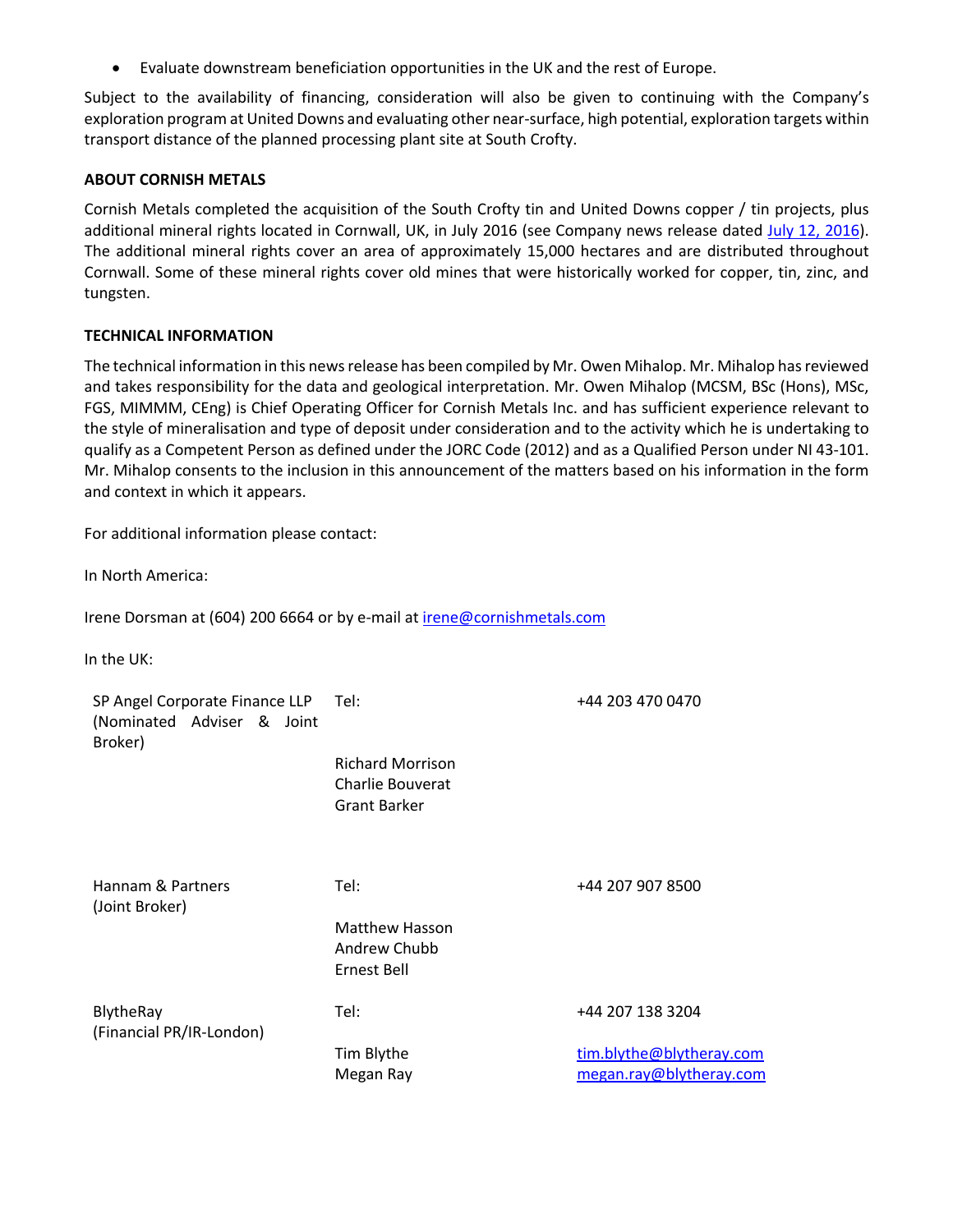- Evaluate downstream beneficiation opportunities in the UK and the rest of Europe.

Subject to the availability of financing, consideration will also be given to continuing with the Company's exploration program at United Downs and evaluating other near-surface, high potential, exploration targets within transport distance of the planned processing plant site at South Crofty.

**ABOUT CORNISH METALS**

Cornish Metals completed the acquisition of the South Crofty tin and United Downs copper / tin projects, plus additional mineral rights located in Cornwall, UK, in July 2016 (see Company news release dated July 12, 2016). The additional mineral rights cover an area of approximately 15,000 hectares and are distributed throughout Cornwall. Some of these mineral rights cover old mines that were historically worked for copper, tin, zinc, and tungsten.

**TECHNICAL INFORMATION**

The technical information in this news release has been compiled by Mr. Owen Mihalop. Mr. Mihalop has reviewed and takes responsibility for the data and geological interpretation. Mr. Owen Mihalop (MCSM, BSc (Hons), MSc, FGS, MIMMM, CEng) is Chief Operating Officer for Cornish Metals Inc. and has sufficient experience relevant to the style of mineralisation and type of deposit under consideration and to the activity which he is undertaking to qualify as a Competent Person as defined under the JORC Code (2012) and as a Qualified Person under NI 43-101. Mr. Mihalop consents to the inclusion in this announcement of the matters based on his information in the form and context in which it appears.

For additional information please contact:

In North America:

Irene Dorsman at (604) 200 6664 or by e-mail at irene@cornishmetals.com

In the UK:

| | | |
|---|---|---|
| SP Angel Corporate Finance LLP (Nominated Adviser & Joint Broker) | Tel: | +44 203 470 0470 |
| | Richard Morrison<br>Charlie Bouverat<br>Grant Barker | |
| Hannam & Partners (Joint Broker) | Tel: | +44 207 907 8500 |
| | Matthew Hasson<br>Andrew Chubb<br>Ernest Bell | |
| BlytheRay (Financial PR/IR-London) | Tel: | +44 207 138 3204 |
| | Tim Blythe<br>Megan Ray | tim.blythe@blytheray.com<br>megan.ray@blytheray.com |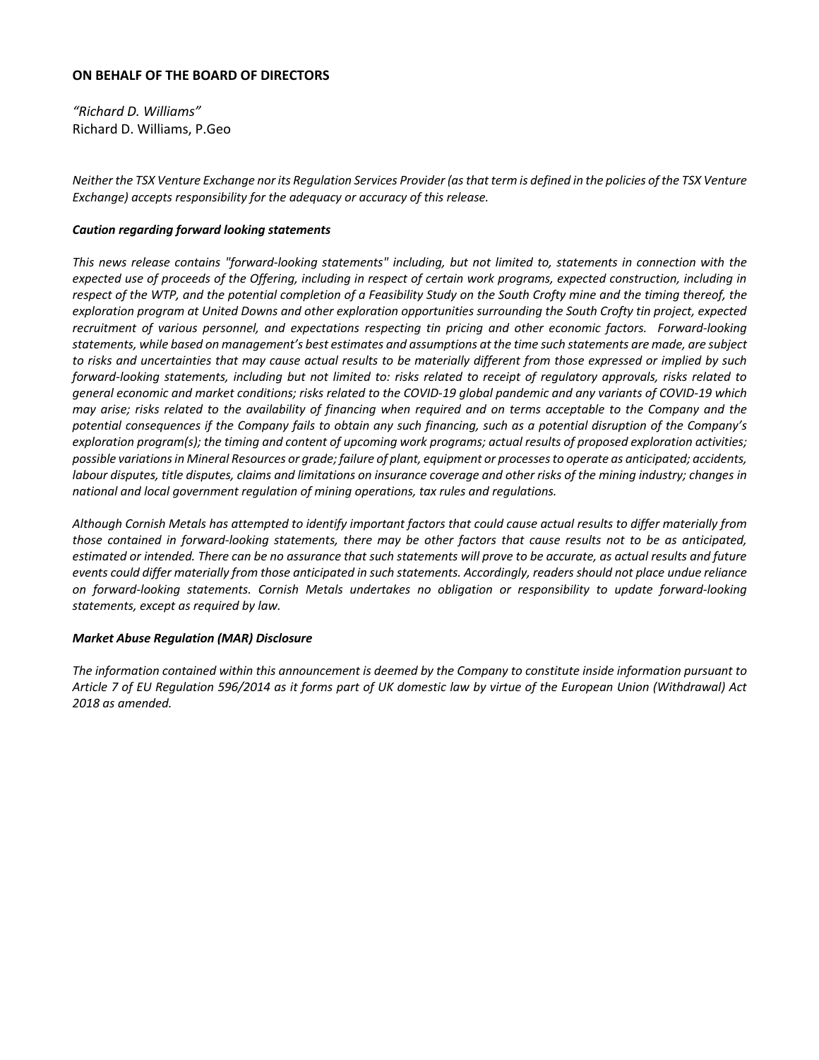**ON BEHALF OF THE BOARD OF DIRECTORS**

*"Richard D. Williams"*
Richard D. Williams, P.Geo

*Neither the TSX Venture Exchange nor its Regulation Services Provider (as that term is defined in the policies of the TSX Venture Exchange) accepts responsibility for the adequacy or accuracy of this release.*

***Caution regarding forward looking statements***

*This news release contains "forward-looking statements" including, but not limited to, statements in connection with the expected use of proceeds of the Offering, including in respect of certain work programs, expected construction, including in respect of the WTP, and the potential completion of a Feasibility Study on the South Crofty mine and the timing thereof, the exploration program at United Downs and other exploration opportunities surrounding the South Crofty tin project, expected recruitment of various personnel, and expectations respecting tin pricing and other economic factors. Forward-looking statements, while based on management's best estimates and assumptions at the time such statements are made, are subject to risks and uncertainties that may cause actual results to be materially different from those expressed or implied by such forward-looking statements, including but not limited to: risks related to receipt of regulatory approvals, risks related to general economic and market conditions; risks related to the COVID-19 global pandemic and any variants of COVID-19 which may arise; risks related to the availability of financing when required and on terms acceptable to the Company and the potential consequences if the Company fails to obtain any such financing, such as a potential disruption of the Company's exploration program(s); the timing and content of upcoming work programs; actual results of proposed exploration activities; possible variations in Mineral Resources or grade; failure of plant, equipment or processes to operate as anticipated; accidents, labour disputes, title disputes, claims and limitations on insurance coverage and other risks of the mining industry; changes in national and local government regulation of mining operations, tax rules and regulations.*

*Although Cornish Metals has attempted to identify important factors that could cause actual results to differ materially from those contained in forward-looking statements, there may be other factors that cause results not to be as anticipated, estimated or intended. There can be no assurance that such statements will prove to be accurate, as actual results and future events could differ materially from those anticipated in such statements. Accordingly, readers should not place undue reliance on forward-looking statements. Cornish Metals undertakes no obligation or responsibility to update forward-looking statements, except as required by law.*

***Market Abuse Regulation (MAR) Disclosure***

*The information contained within this announcement is deemed by the Company to constitute inside information pursuant to Article 7 of EU Regulation 596/2014 as it forms part of UK domestic law by virtue of the European Union (Withdrawal) Act 2018 as amended.*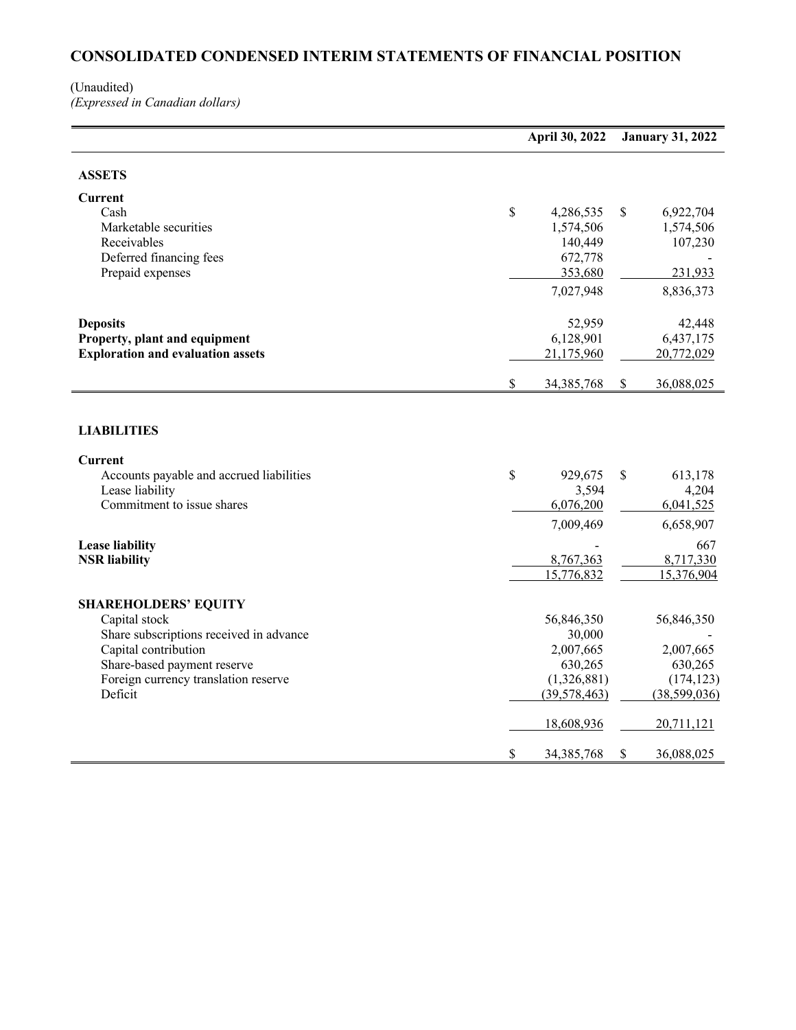# CONSOLIDATED CONDENSED INTERIM STATEMENTS OF FINANCIAL POSITION

(Unaudited)
*(Expressed in Canadian dollars)*

| | April 30, 2022 | January 31, 2022 |
|---|---|---|
| **ASSETS** | | |
| **Current** | | |
| Cash | $ 4,286,535 | $ 6,922,704 |
| Marketable securities | 1,574,506 | 1,574,506 |
| Receivables | 140,449 | 107,230 |
| Deferred financing fees | 672,778 | - |
| Prepaid expenses | 353,680 | 231,933 |
| | 7,027,948 | 8,836,373 |
| **Deposits** | 52,959 | 42,448 |
| **Property, plant and equipment** | 6,128,901 | 6,437,175 |
| **Exploration and evaluation assets** | 21,175,960 | 20,772,029 |
| | $ 34,385,768 | $ 36,088,025 |
| **LIABILITIES** | | |
| **Current** | | |
| Accounts payable and accrued liabilities | $ 929,675 | $ 613,178 |
| Lease liability | 3,594 | 4,204 |
| Commitment to issue shares | 6,076,200 | 6,041,525 |
| | 7,009,469 | 6,658,907 |
| **Lease liability** | - | 667 |
| **NSR liability** | 8,767,363 | 8,717,330 |
| | 15,776,832 | 15,376,904 |
| **SHAREHOLDERS' EQUITY** | | |
| Capital stock | 56,846,350 | 56,846,350 |
| Share subscriptions received in advance | 30,000 | - |
| Capital contribution | 2,007,665 | 2,007,665 |
| Share-based payment reserve | 630,265 | 630,265 |
| Foreign currency translation reserve | (1,326,881) | (174,123) |
| Deficit | (39,578,463) | (38,599,036) |
| | 18,608,936 | 20,711,121 |
| | $ 34,385,768 | $ 36,088,025 |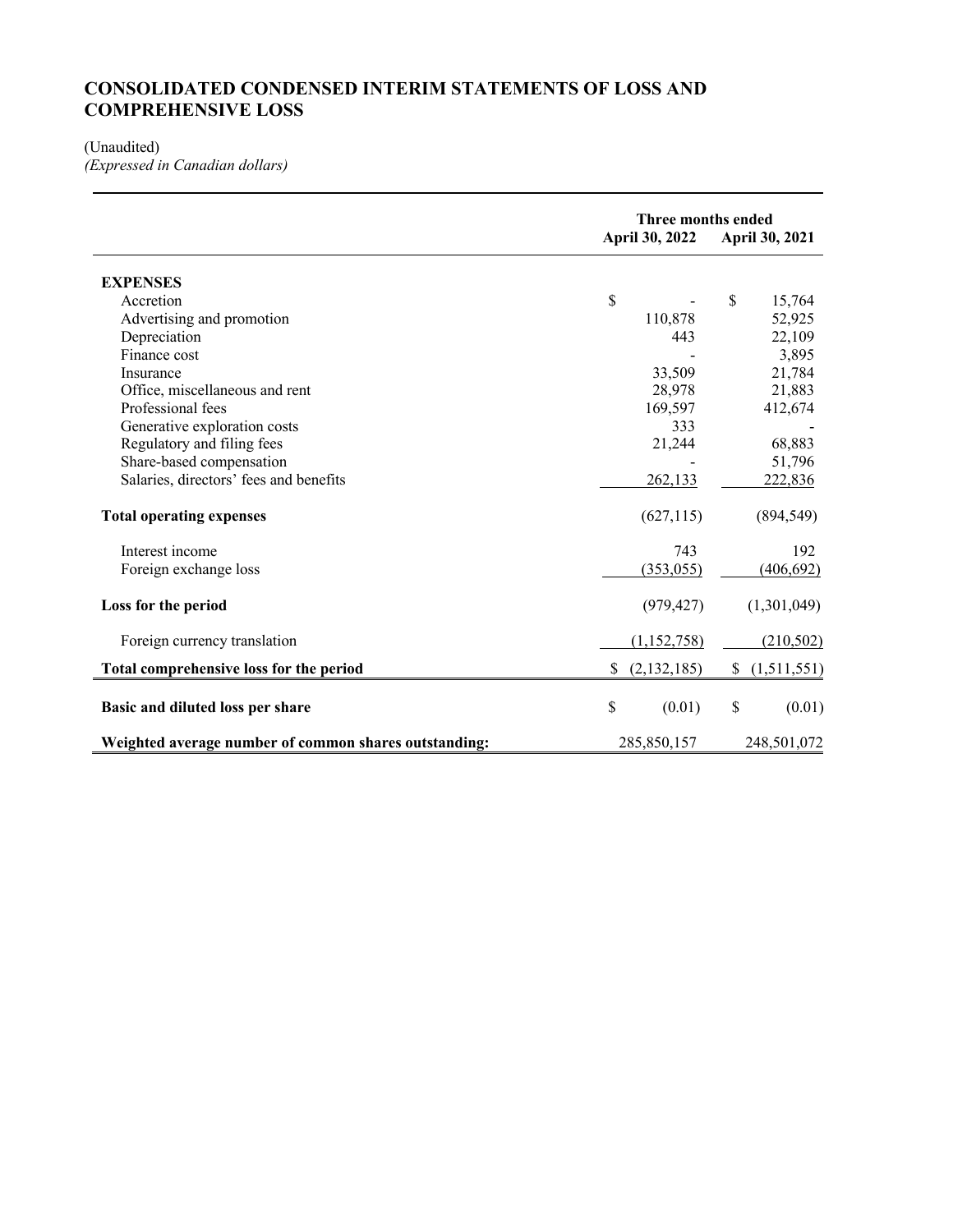# CONSOLIDATED CONDENSED INTERIM STATEMENTS OF LOSS AND COMPREHENSIVE LOSS

(Unaudited)
*(Expressed in Canadian dollars)*

| | Three months ended | |
|---|---|---|
| | **April 30, 2022** | **April 30, 2021** |
| **EXPENSES** | | |
| Accretion | $ - | $ 15,764 |
| Advertising and promotion | 110,878 | 52,925 |
| Depreciation | 443 | 22,109 |
| Finance cost | - | 3,895 |
| Insurance | 33,509 | 21,784 |
| Office, miscellaneous and rent | 28,978 | 21,883 |
| Professional fees | 169,597 | 412,674 |
| Generative exploration costs | 333 | - |
| Regulatory and filing fees | 21,244 | 68,883 |
| Share-based compensation | - | 51,796 |
| Salaries, directors' fees and benefits | 262,133 | 222,836 |
| **Total operating expenses** | (627,115) | (894,549) |
| Interest income | 743 | 192 |
| Foreign exchange loss | (353,055) | (406,692) |
| **Loss for the period** | (979,427) | (1,301,049) |
| Foreign currency translation | (1,152,758) | (210,502) |
| **Total comprehensive loss for the period** | $ (2,132,185) | $ (1,511,551) |
| **Basic and diluted loss per share** | $ (0.01) | $ (0.01) |
| **Weighted average number of common shares outstanding:** | 285,850,157 | 248,501,072 |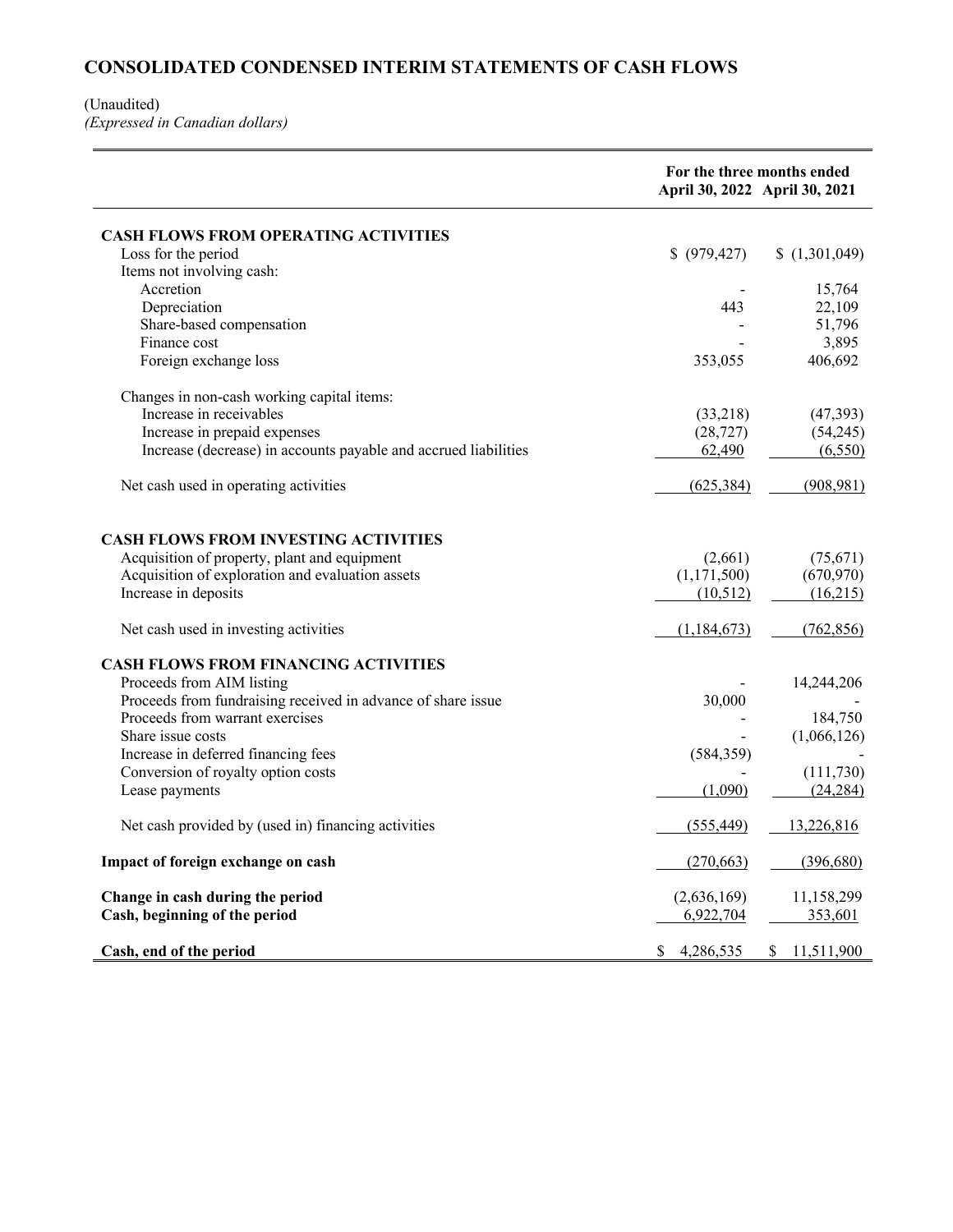# CONSOLIDATED CONDENSED INTERIM STATEMENTS OF CASH FLOWS

(Unaudited)
*(Expressed in Canadian dollars)*

| | For the three months ended April 30, 2022 | April 30, 2021 |
|---|---|---|
| **CASH FLOWS FROM OPERATING ACTIVITIES** | | |
| Loss for the period | $ (979,427) | $ (1,301,049) |
| Items not involving cash: | | |
| Accretion | - | 15,764 |
| Depreciation | 443 | 22,109 |
| Share-based compensation | - | 51,796 |
| Finance cost | - | 3,895 |
| Foreign exchange loss | 353,055 | 406,692 |
| Changes in non-cash working capital items: | | |
| Increase in receivables | (33,218) | (47,393) |
| Increase in prepaid expenses | (28,727) | (54,245) |
| Increase (decrease) in accounts payable and accrued liabilities | 62,490 | (6,550) |
| Net cash used in operating activities | (625,384) | (908,981) |
| **CASH FLOWS FROM INVESTING ACTIVITIES** | | |
| Acquisition of property, plant and equipment | (2,661) | (75,671) |
| Acquisition of exploration and evaluation assets | (1,171,500) | (670,970) |
| Increase in deposits | (10,512) | (16,215) |
| Net cash used in investing activities | (1,184,673) | (762,856) |
| **CASH FLOWS FROM FINANCING ACTIVITIES** | | |
| Proceeds from AIM listing | - | 14,244,206 |
| Proceeds from fundraising received in advance of share issue | 30,000 | - |
| Proceeds from warrant exercises | - | 184,750 |
| Share issue costs | - | (1,066,126) |
| Increase in deferred financing fees | (584,359) | - |
| Conversion of royalty option costs | - | (111,730) |
| Lease payments | (1,090) | (24,284) |
| Net cash provided by (used in) financing activities | (555,449) | 13,226,816 |
| **Impact of foreign exchange on cash** | (270,663) | (396,680) |
| **Change in cash during the period** | (2,636,169) | 11,158,299 |
| **Cash, beginning of the period** | 6,922,704 | 353,601 |
| **Cash, end of the period** | $ 4,286,535 | $ 11,511,900 |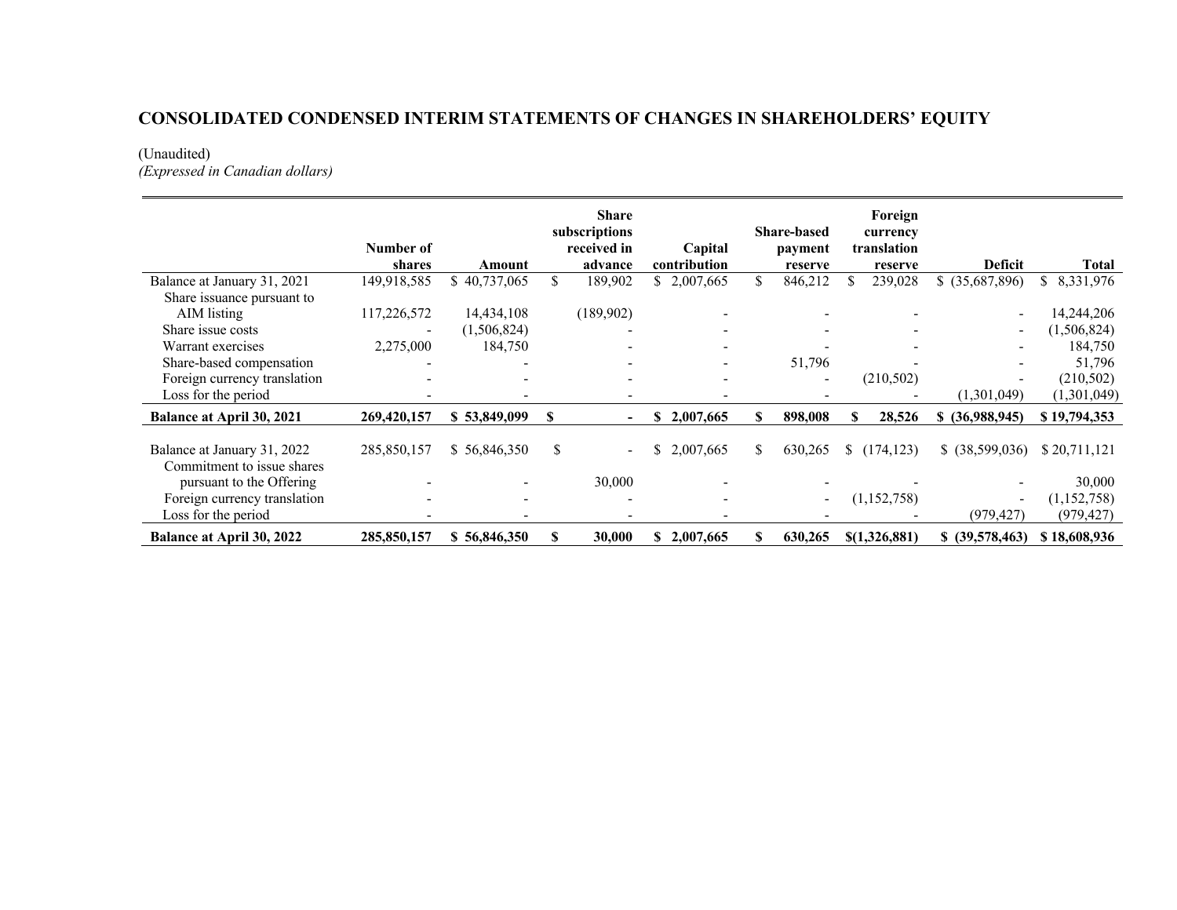# CONSOLIDATED CONDENSED INTERIM STATEMENTS OF CHANGES IN SHAREHOLDERS' EQUITY

(Unaudited)
*(Expressed in Canadian dollars)*

| | Number of shares | Amount | Share subscriptions received in advance | Capital contribution | Share-based payment reserve | Foreign currency translation reserve | Deficit | Total |
|---|---|---|---|---|---|---|---|---|
| Balance at January 31, 2021 | 149,918,585 | $ 40,737,065 | $ 189,902 | $ 2,007,665 | $ 846,212 | $ 239,028 | $ (35,687,896) | $ 8,331,976 |
| Share issuance pursuant to AIM listing | 117,226,572 | 14,434,108 | (189,902) | - | - | - | - | 14,244,206 |
| Share issue costs | - | (1,506,824) | - | - | - | - | - | (1,506,824) |
| Warrant exercises | 2,275,000 | 184,750 | - | - | - | - | - | 184,750 |
| Share-based compensation | - | - | - | - | 51,796 | - | - | 51,796 |
| Foreign currency translation | - | - | - | - | - | (210,502) | - | (210,502) |
| Loss for the period | - | - | - | - | - | - | (1,301,049) | (1,301,049) |
| **Balance at April 30, 2021** | **269,420,157** | **$ 53,849,099** | **$ -** | **$ 2,007,665** | **$ 898,008** | **$ 28,526** | **$ (36,988,945)** | **$ 19,794,353** |
| | | | | | | | | |
| Balance at January 31, 2022 | 285,850,157 | $ 56,846,350 | $ - | $ 2,007,665 | $ 630,265 | $ (174,123) | $ (38,599,036) | $ 20,711,121 |
| Commitment to issue shares pursuant to the Offering | - | - | 30,000 | - | - | - | - | 30,000 |
| Foreign currency translation | - | - | - | - | - | (1,152,758) | - | (1,152,758) |
| Loss for the period | - | - | - | - | - | - | (979,427) | (979,427) |
| **Balance at April 30, 2022** | **285,850,157** | **$ 56,846,350** | **$ 30,000** | **$ 2,007,665** | **$ 630,265** | **$(1,326,881)** | **$ (39,578,463)** | **$ 18,608,936** |